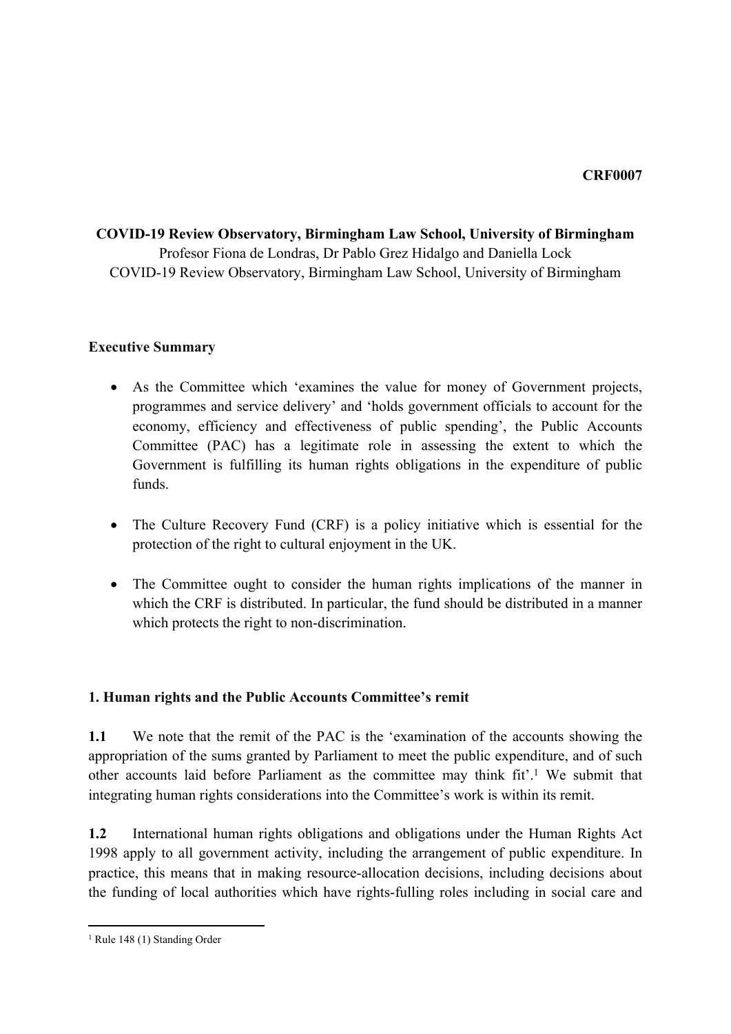**CRF0007**

**COVID-19 Review Observatory, Birmingham Law School, University of Birmingham**

Profesor Fiona de Londras, Dr Pablo Grez Hidalgo and Daniella Lock
COVID-19 Review Observatory, Birmingham Law School, University of Birmingham

**Executive Summary**

- As the Committee which 'examines the value for money of Government projects, programmes and service delivery' and 'holds government officials to account for the economy, efficiency and effectiveness of public spending', the Public Accounts Committee (PAC) has a legitimate role in assessing the extent to which the Government is fulfilling its human rights obligations in the expenditure of public funds.
- The Culture Recovery Fund (CRF) is a policy initiative which is essential for the protection of the right to cultural enjoyment in the UK.
- The Committee ought to consider the human rights implications of the manner in which the CRF is distributed. In particular, the fund should be distributed in a manner which protects the right to non-discrimination.

**1. Human rights and the Public Accounts Committee's remit**

**1.1** We note that the remit of the PAC is the 'examination of the accounts showing the appropriation of the sums granted by Parliament to meet the public expenditure, and of such other accounts laid before Parliament as the committee may think fit'.[1] We submit that integrating human rights considerations into the Committee's work is within its remit.

**1.2** International human rights obligations and obligations under the Human Rights Act 1998 apply to all government activity, including the arrangement of public expenditure. In practice, this means that in making resource-allocation decisions, including decisions about the funding of local authorities which have rights-fulling roles including in social care and

[1] Rule 148 (1) Standing Order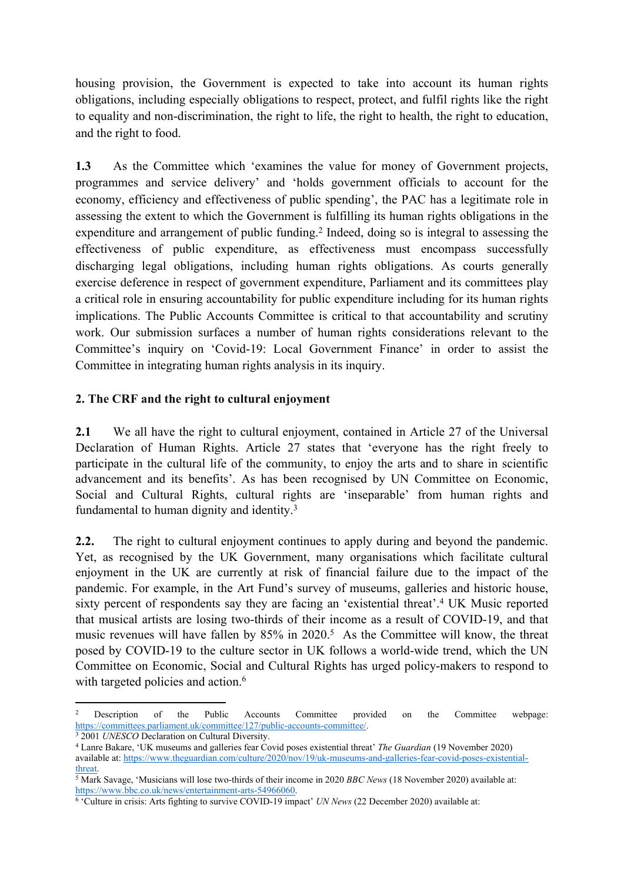housing provision, the Government is expected to take into account its human rights obligations, including especially obligations to respect, protect, and fulfil rights like the right to equality and non-discrimination, the right to life, the right to health, the right to education, and the right to food.

**1.3** As the Committee which 'examines the value for money of Government projects, programmes and service delivery' and 'holds government officials to account for the economy, efficiency and effectiveness of public spending', the PAC has a legitimate role in assessing the extent to which the Government is fulfilling its human rights obligations in the expenditure and arrangement of public funding.[2] Indeed, doing so is integral to assessing the effectiveness of public expenditure, as effectiveness must encompass successfully discharging legal obligations, including human rights obligations. As courts generally exercise deference in respect of government expenditure, Parliament and its committees play a critical role in ensuring accountability for public expenditure including for its human rights implications. The Public Accounts Committee is critical to that accountability and scrutiny work. Our submission surfaces a number of human rights considerations relevant to the Committee's inquiry on 'Covid-19: Local Government Finance' in order to assist the Committee in integrating human rights analysis in its inquiry.

## 2. The CRF and the right to cultural enjoyment

**2.1** We all have the right to cultural enjoyment, contained in Article 27 of the Universal Declaration of Human Rights. Article 27 states that 'everyone has the right freely to participate in the cultural life of the community, to enjoy the arts and to share in scientific advancement and its benefits'. As has been recognised by UN Committee on Economic, Social and Cultural Rights, cultural rights are 'inseparable' from human rights and fundamental to human dignity and identity.[3]

**2.2.** The right to cultural enjoyment continues to apply during and beyond the pandemic. Yet, as recognised by the UK Government, many organisations which facilitate cultural enjoyment in the UK are currently at risk of financial failure due to the impact of the pandemic. For example, in the Art Fund's survey of museums, galleries and historic house, sixty percent of respondents say they are facing an 'existential threat'.[4] UK Music reported that musical artists are losing two-thirds of their income as a result of COVID-19, and that music revenues will have fallen by 85% in 2020.[5] As the Committee will know, the threat posed by COVID-19 to the culture sector in UK follows a world-wide trend, which the UN Committee on Economic, Social and Cultural Rights has urged policy-makers to respond to with targeted policies and action.[6]

---

[2] Description of the Public Accounts Committee provided on the Committee webpage: https://committees.parliament.uk/committee/127/public-accounts-committee/.

[3] 2001 *UNESCO* Declaration on Cultural Diversity.

[4] Lanre Bakare, 'UK museums and galleries fear Covid poses existential threat' *The Guardian* (19 November 2020) available at: https://www.theguardian.com/culture/2020/nov/19/uk-museums-and-galleries-fear-covid-poses-existential-threat.

[5] Mark Savage, 'Musicians will lose two-thirds of their income in 2020 *BBC News* (18 November 2020) available at: https://www.bbc.co.uk/news/entertainment-arts-54966060.

[6] 'Culture in crisis: Arts fighting to survive COVID-19 impact' *UN News* (22 December 2020) available at: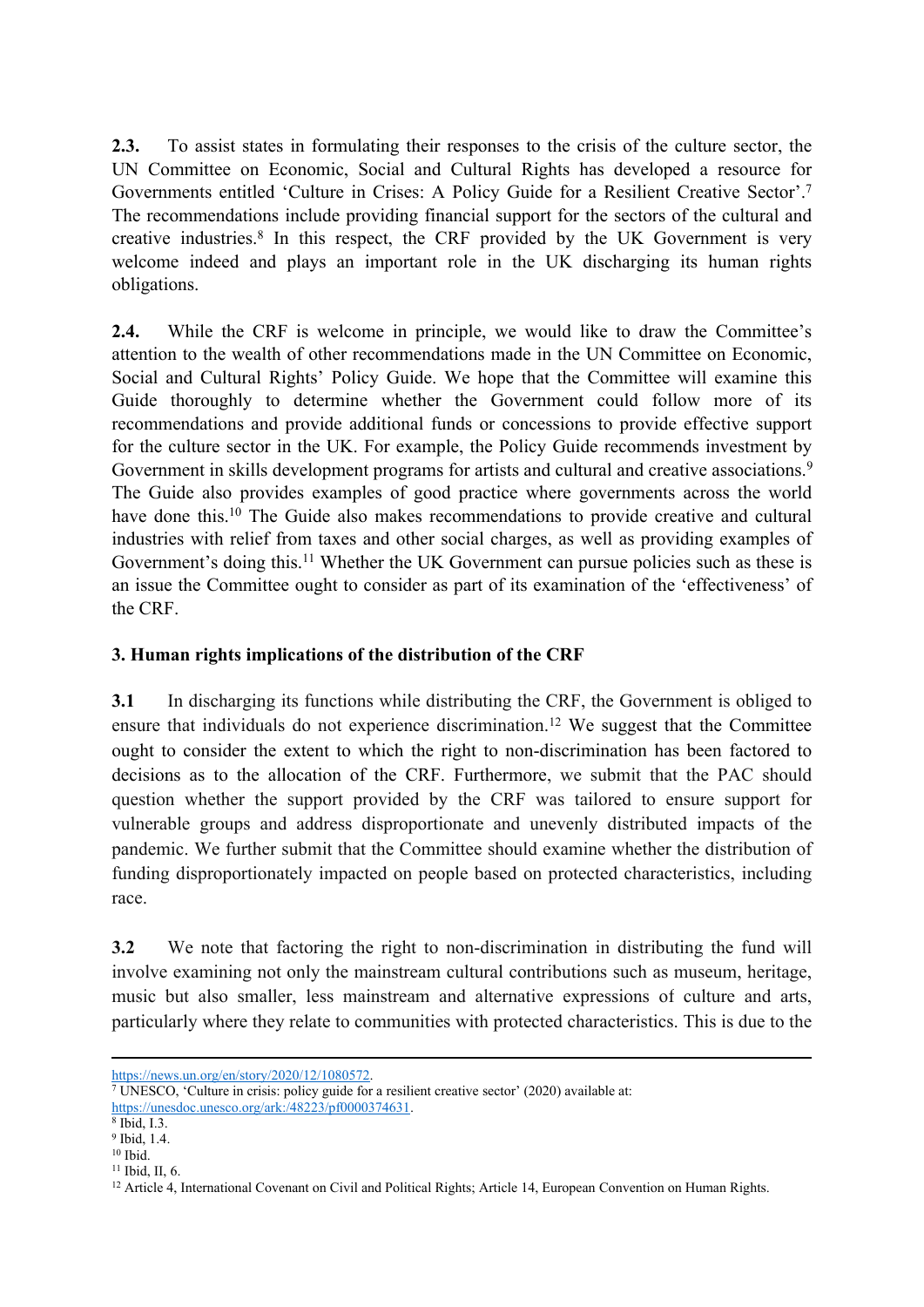**2.3.** To assist states in formulating their responses to the crisis of the culture sector, the UN Committee on Economic, Social and Cultural Rights has developed a resource for Governments entitled 'Culture in Crises: A Policy Guide for a Resilient Creative Sector'.[7] The recommendations include providing financial support for the sectors of the cultural and creative industries.[8] In this respect, the CRF provided by the UK Government is very welcome indeed and plays an important role in the UK discharging its human rights obligations.

**2.4.** While the CRF is welcome in principle, we would like to draw the Committee's attention to the wealth of other recommendations made in the UN Committee on Economic, Social and Cultural Rights' Policy Guide. We hope that the Committee will examine this Guide thoroughly to determine whether the Government could follow more of its recommendations and provide additional funds or concessions to provide effective support for the culture sector in the UK. For example, the Policy Guide recommends investment by Government in skills development programs for artists and cultural and creative associations.[9] The Guide also provides examples of good practice where governments across the world have done this.[10] The Guide also makes recommendations to provide creative and cultural industries with relief from taxes and other social charges, as well as providing examples of Government's doing this.[11] Whether the UK Government can pursue policies such as these is an issue the Committee ought to consider as part of its examination of the 'effectiveness' of the CRF.

## 3. Human rights implications of the distribution of the CRF

**3.1** In discharging its functions while distributing the CRF, the Government is obliged to ensure that individuals do not experience discrimination.[12] We suggest that the Committee ought to consider the extent to which the right to non-discrimination has been factored to decisions as to the allocation of the CRF. Furthermore, we submit that the PAC should question whether the support provided by the CRF was tailored to ensure support for vulnerable groups and address disproportionate and unevenly distributed impacts of the pandemic. We further submit that the Committee should examine whether the distribution of funding disproportionately impacted on people based on protected characteristics, including race.

**3.2** We note that factoring the right to non-discrimination in distributing the fund will involve examining not only the mainstream cultural contributions such as museum, heritage, music but also smaller, less mainstream and alternative expressions of culture and arts, particularly where they relate to communities with protected characteristics. This is due to the

---

https://news.un.org/en/story/2020/12/1080572.

[7] UNESCO, 'Culture in crisis: policy guide for a resilient creative sector' (2020) available at: https://unesdoc.unesco.org/ark:/48223/pf0000374631.

[8] Ibid, I.3.

[9] Ibid, 1.4.

[10] Ibid.

[11] Ibid, II, 6.

[12] Article 4, International Covenant on Civil and Political Rights; Article 14, European Convention on Human Rights.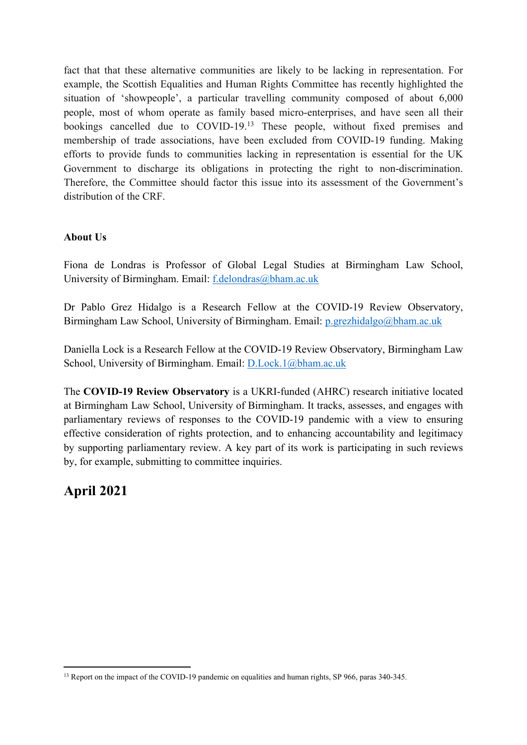fact that that these alternative communities are likely to be lacking in representation. For example, the Scottish Equalities and Human Rights Committee has recently highlighted the situation of 'showpeople', a particular travelling community composed of about 6,000 people, most of whom operate as family based micro-enterprises, and have seen all their bookings cancelled due to COVID-19.[13] These people, without fixed premises and membership of trade associations, have been excluded from COVID-19 funding. Making efforts to provide funds to communities lacking in representation is essential for the UK Government to discharge its obligations in protecting the right to non-discrimination. Therefore, the Committee should factor this issue into its assessment of the Government's distribution of the CRF.

**About Us**

Fiona de Londras is Professor of Global Legal Studies at Birmingham Law School, University of Birmingham. Email: f.delondras@bham.ac.uk

Dr Pablo Grez Hidalgo is a Research Fellow at the COVID-19 Review Observatory, Birmingham Law School, University of Birmingham. Email: p.grezhidalgo@bham.ac.uk

Daniella Lock is a Research Fellow at the COVID-19 Review Observatory, Birmingham Law School, University of Birmingham. Email: D.Lock.1@bham.ac.uk

The **COVID-19 Review Observatory** is a UKRI-funded (AHRC) research initiative located at Birmingham Law School, University of Birmingham. It tracks, assesses, and engages with parliamentary reviews of responses to the COVID-19 pandemic with a view to ensuring effective consideration of rights protection, and to enhancing accountability and legitimacy by supporting parliamentary review. A key part of its work is participating in such reviews by, for example, submitting to committee inquiries.

## April 2021

[13] Report on the impact of the COVID-19 pandemic on equalities and human rights, SP 966, paras 340-345.